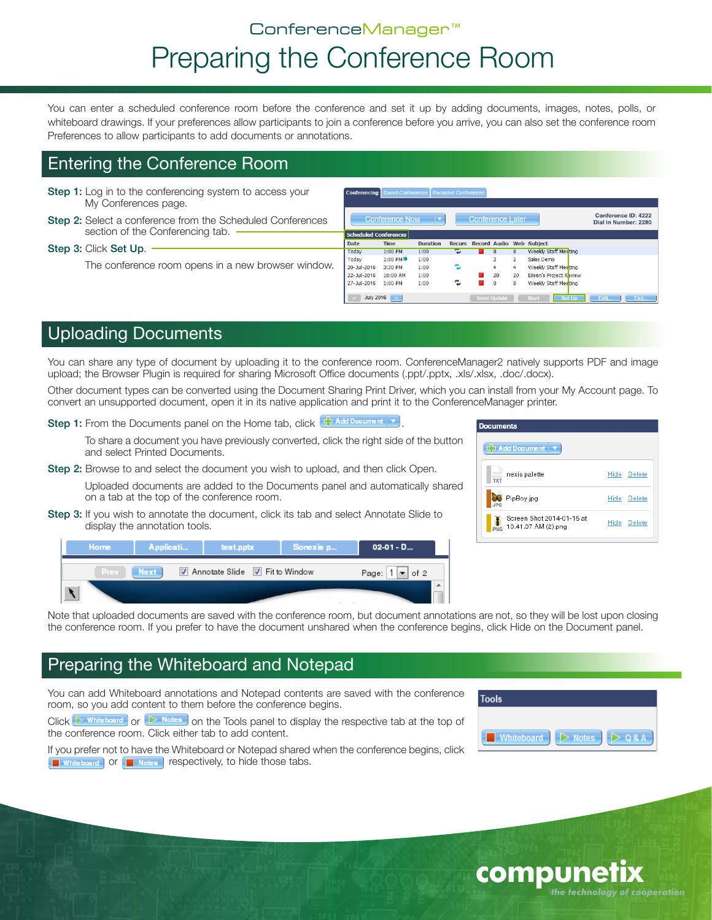ConferenceManager™

# Preparing the Conference Room

You can enter a scheduled conference room before the conference and set it up by adding documents, images, notes, polls, or whiteboard drawings. If your preferences allow participants to join a conference before you arrive, you can also set the conference room Preferences to allow participants to add documents or annotations.

## Entering the Conference Room

**Step 1:** Log in to the conferencing system to access your My Conferences page.

**Step 2:** Select a conference from the Scheduled Conferences section of the Conferencing tab.

**Step 3:** Click **Set Up**.

The conference room opens in a new browser window.

## Uploading Documents

You can share any type of document by uploading it to the conference room. ConferenceManager2 natively supports PDF and image upload; the Browser Plugin is required for sharing Microsoft Office documents (.ppt/.pptx, .xls/.xlsx, .doc/.docx).

Other document types can be converted using the Document Sharing Print Driver, which you can install from your My Account page. To convert an unsupported document, open it in its native application and print it to the ConferenceManager printer.

**Step 1:** From the Documents panel on the Home tab, click Add Document.

To share a document you have previously converted, click the right side of the button and select Printed Documents.

**Step 2:** Browse to and select the document you wish to upload, and then click Open.

Uploaded documents are added to the Documents panel and automatically shared on a tab at the top of the conference room.

**Step 3:** If you wish to annotate the document, click its tab and select Annotate Slide to display the annotation tools.

Note that uploaded documents are saved with the conference room, but document annotations are not, so they will be lost upon closing the conference room. If you prefer to have the document unshared when the conference begins, click Hide on the Document panel.

## Preparing the Whiteboard and Notepad

You can add Whiteboard annotations and Notepad contents are saved with the conference room, so you add content to them before the conference begins.

Click Whiteboard or Notes on the Tools panel to display the respective tab at the top of the conference room. Click either tab to add content.

If you prefer not to have the Whiteboard or Notepad shared when the conference begins, click Whiteboard or Notes respectively, to hide those tabs.

compunetix
*the technology of cooperation*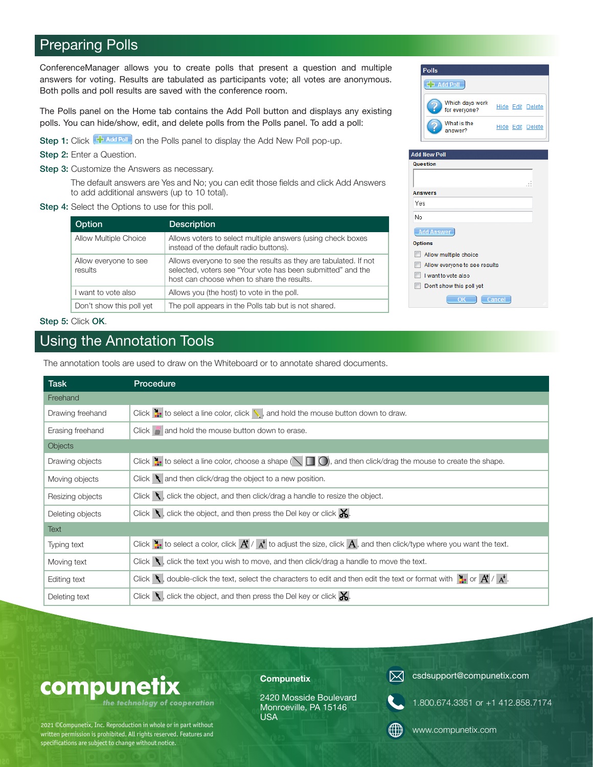## Preparing Polls

ConferenceManager allows you to create polls that present a question and multiple answers for voting. Results are tabulated as participants vote; all votes are anonymous. Both polls and poll results are saved with the conference room.

The Polls panel on the Home tab contains the Add Poll button and displays any existing polls. You can hide/show, edit, and delete polls from the Polls panel. To add a poll:

**Step 1:** Click Add Poll on the Polls panel to display the Add New Poll pop-up.

**Step 2:** Enter a Question.

**Step 3:** Customize the Answers as necessary.

The default answers are Yes and No; you can edit those fields and click Add Answers to add additional answers (up to 10 total).

**Step 4:** Select the Options to use for this poll.

| Option | Description |
|---|---|
| Allow Multiple Choice | Allows voters to select multiple answers (using check boxes instead of the default radio buttons). |
| Allow everyone to see results | Allows everyone to see the results as they are tabulated. If not selected, voters see "Your vote has been submitted" and the host can choose when to share the results. |
| I want to vote also | Allows you (the host) to vote in the poll. |
| Don't show this poll yet | The poll appears in the Polls tab but is not shared. |

**Step 5:** Click **OK**.

Polls

Add Poll

Which days work for everyone? Hide Edit Delete

What is the answer? Hide Edit Delete

Add New Poll

Question

Answers

Yes

No

Add Answer

Options

Allow multiple choice

Allow everyone to see results

I want to vote also

Don't show this poll yet

OK Cancel

## Using the Annotation Tools

The annotation tools are used to draw on the Whiteboard or to annotate shared documents.

| Task | Procedure |
|---|---|
| **Freehand** | |
| Drawing freehand | Click to select a line color, click , and hold the mouse button down to draw. |
| Erasing freehand | Click and hold the mouse button down to erase. |
| **Objects** | |
| Drawing objects | Click to select a line color, choose a shape ( ), and then click/drag the mouse to create the shape. |
| Moving objects | Click and then click/drag the object to a new position. |
| Resizing objects | Click , click the object, and then click/drag a handle to resize the object. |
| Deleting objects | Click , click the object, and then press the Del key or click . |
| **Text** | |
| Typing text | Click to select a color, click / to adjust the size, click , and then click/type where you want the text. |
| Moving text | Click , click the text you wish to move, and then click/drag a handle to move the text. |
| Editing text | Click , double-click the text, select the characters to edit and then edit the text or format with or / . |
| Deleting text | Click , click the object, and then press the Del key or click . |

compunetix
*the technology of cooperation*

2021 ©Compunetix, Inc. Reproduction in whole or in part without written permission is prohibited. All rights reserved. Features and specifications are subject to change without notice.

**Compunetix**

2420 Mosside Boulevard
Monroeville, PA 15146
USA

csdsupport@compunetix.com

1.800.674.3351 or +1 412.858.7174

www.compunetix.com